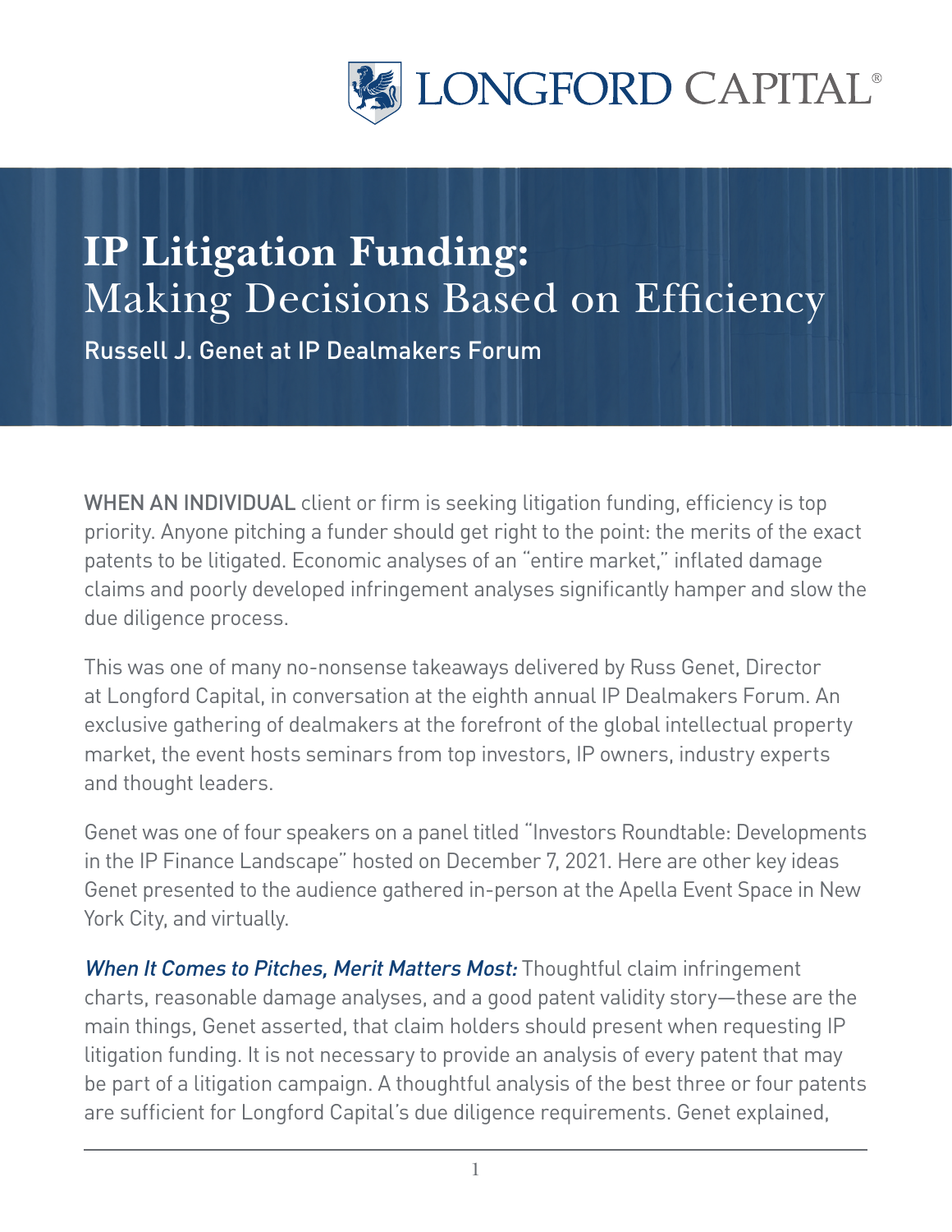LONGFORD CAPITAL®

# IP Litigation Funding:
## Making Decisions Based on Efficiency

Russell J. Genet at IP Dealmakers Forum

WHEN AN INDIVIDUAL client or firm is seeking litigation funding, efficiency is top priority. Anyone pitching a funder should get right to the point: the merits of the exact patents to be litigated. Economic analyses of an "entire market," inflated damage claims and poorly developed infringement analyses significantly hamper and slow the due diligence process.

This was one of many no-nonsense takeaways delivered by Russ Genet, Director at Longford Capital, in conversation at the eighth annual IP Dealmakers Forum. An exclusive gathering of dealmakers at the forefront of the global intellectual property market, the event hosts seminars from top investors, IP owners, industry experts and thought leaders.

Genet was one of four speakers on a panel titled "Investors Roundtable: Developments in the IP Finance Landscape" hosted on December 7, 2021. Here are other key ideas Genet presented to the audience gathered in-person at the Apella Event Space in New York City, and virtually.

*When It Comes to Pitches, Merit Matters Most:* Thoughtful claim infringement charts, reasonable damage analyses, and a good patent validity story—these are the main things, Genet asserted, that claim holders should present when requesting IP litigation funding. It is not necessary to provide an analysis of every patent that may be part of a litigation campaign. A thoughtful analysis of the best three or four patents are sufficient for Longford Capital's due diligence requirements. Genet explained,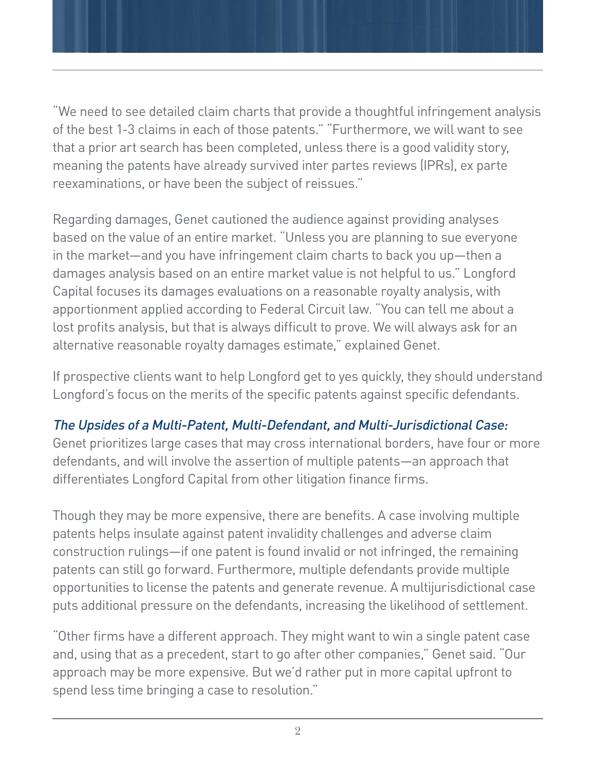"We need to see detailed claim charts that provide a thoughtful infringement analysis of the best 1-3 claims in each of those patents." "Furthermore, we will want to see that a prior art search has been completed, unless there is a good validity story, meaning the patents have already survived inter partes reviews (IPRs), ex parte reexaminations, or have been the subject of reissues."

Regarding damages, Genet cautioned the audience against providing analyses based on the value of an entire market. "Unless you are planning to sue everyone in the market—and you have infringement claim charts to back you up—then a damages analysis based on an entire market value is not helpful to us." Longford Capital focuses its damages evaluations on a reasonable royalty analysis, with apportionment applied according to Federal Circuit law. "You can tell me about a lost profits analysis, but that is always difficult to prove. We will always ask for an alternative reasonable royalty damages estimate," explained Genet.

If prospective clients want to help Longford get to yes quickly, they should understand Longford's focus on the merits of the specific patents against specific defendants.

*The Upsides of a Multi-Patent, Multi-Defendant, and Multi-Jurisdictional Case:*
Genet prioritizes large cases that may cross international borders, have four or more defendants, and will involve the assertion of multiple patents—an approach that differentiates Longford Capital from other litigation finance firms.

Though they may be more expensive, there are benefits. A case involving multiple patents helps insulate against patent invalidity challenges and adverse claim construction rulings—if one patent is found invalid or not infringed, the remaining patents can still go forward. Furthermore, multiple defendants provide multiple opportunities to license the patents and generate revenue. A multijurisdictional case puts additional pressure on the defendants, increasing the likelihood of settlement.

"Other firms have a different approach. They might want to win a single patent case and, using that as a precedent, start to go after other companies," Genet said. "Our approach may be more expensive. But we'd rather put in more capital upfront to spend less time bringing a case to resolution."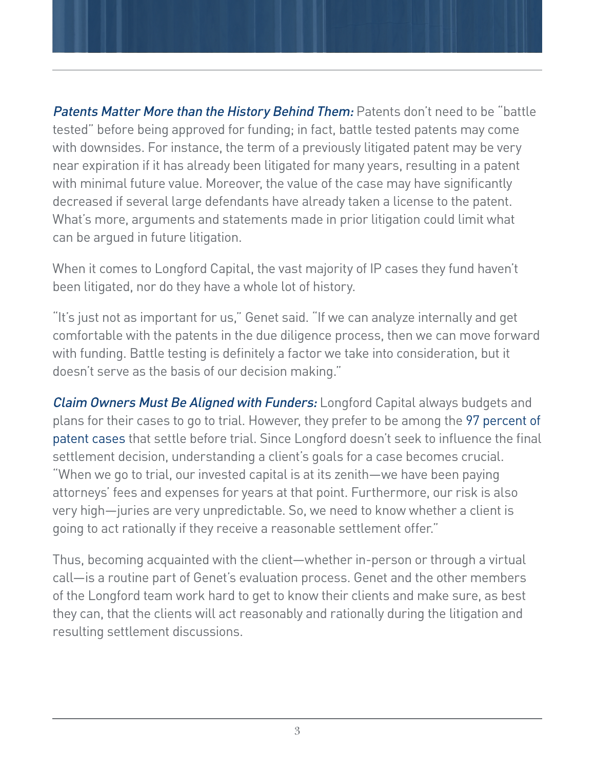*Patents Matter More than the History Behind Them:* Patents don't need to be "battle tested" before being approved for funding; in fact, battle tested patents may come with downsides. For instance, the term of a previously litigated patent may be very near expiration if it has already been litigated for many years, resulting in a patent with minimal future value. Moreover, the value of the case may have significantly decreased if several large defendants have already taken a license to the patent. What's more, arguments and statements made in prior litigation could limit what can be argued in future litigation.

When it comes to Longford Capital, the vast majority of IP cases they fund haven't been litigated, nor do they have a whole lot of history.

"It's just not as important for us," Genet said. "If we can analyze internally and get comfortable with the patents in the due diligence process, then we can move forward with funding. Battle testing is definitely a factor we take into consideration, but it doesn't serve as the basis of our decision making."

*Claim Owners Must Be Aligned with Funders:* Longford Capital always budgets and plans for their cases to go to trial. However, they prefer to be among the 97 percent of patent cases that settle before trial. Since Longford doesn't seek to influence the final settlement decision, understanding a client's goals for a case becomes crucial. "When we go to trial, our invested capital is at its zenith—we have been paying attorneys' fees and expenses for years at that point. Furthermore, our risk is also very high—juries are very unpredictable. So, we need to know whether a client is going to act rationally if they receive a reasonable settlement offer."

Thus, becoming acquainted with the client—whether in-person or through a virtual call—is a routine part of Genet's evaluation process. Genet and the other members of the Longford team work hard to get to know their clients and make sure, as best they can, that the clients will act reasonably and rationally during the litigation and resulting settlement discussions.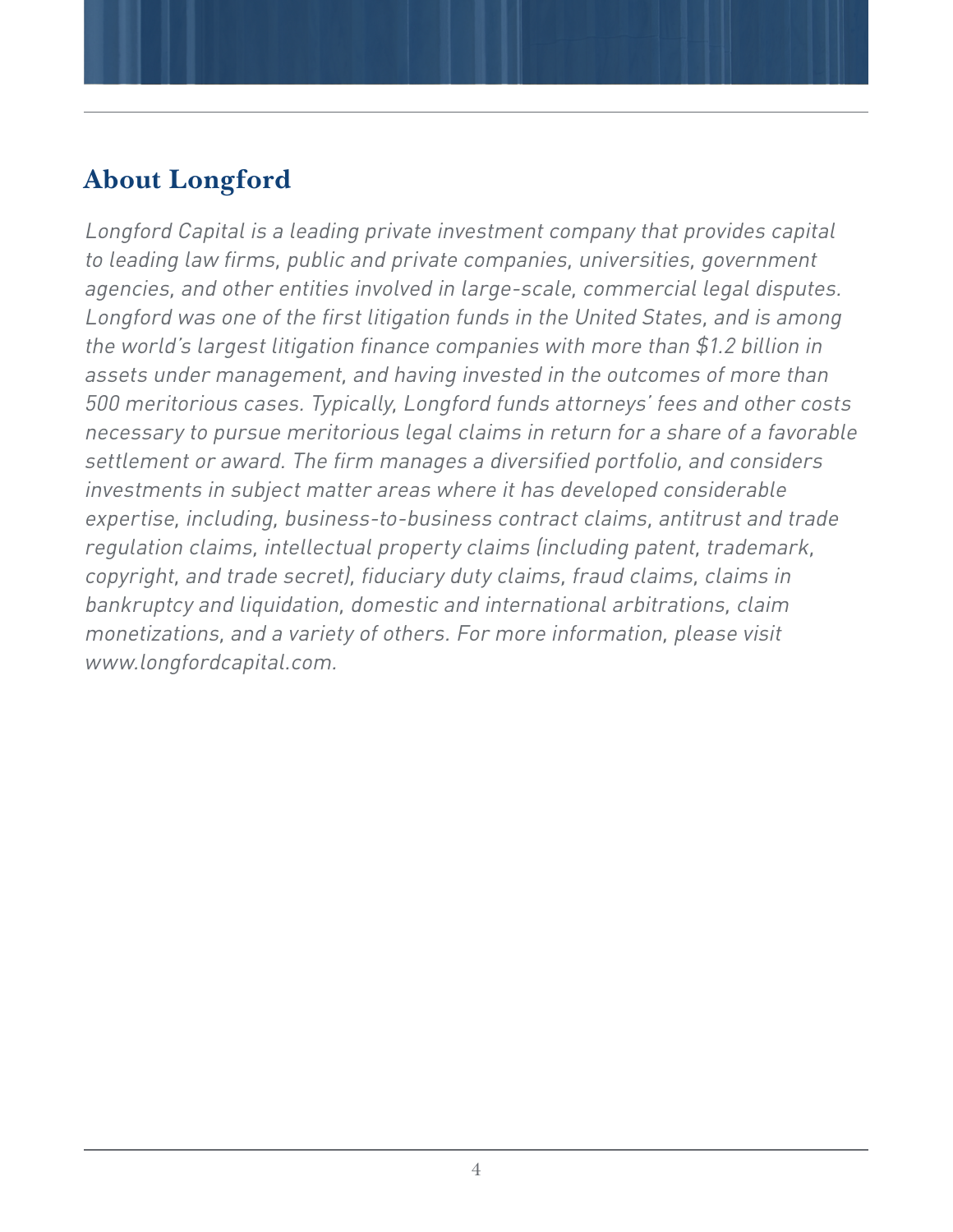## About Longford

*Longford Capital is a leading private investment company that provides capital to leading law firms, public and private companies, universities, government agencies, and other entities involved in large-scale, commercial legal disputes. Longford was one of the first litigation funds in the United States, and is among the world's largest litigation finance companies with more than $1.2 billion in assets under management, and having invested in the outcomes of more than 500 meritorious cases. Typically, Longford funds attorneys' fees and other costs necessary to pursue meritorious legal claims in return for a share of a favorable settlement or award. The firm manages a diversified portfolio, and considers investments in subject matter areas where it has developed considerable expertise, including, business-to-business contract claims, antitrust and trade regulation claims, intellectual property claims (including patent, trademark, copyright, and trade secret), fiduciary duty claims, fraud claims, claims in bankruptcy and liquidation, domestic and international arbitrations, claim monetizations, and a variety of others. For more information, please visit www.longfordcapital.com.*